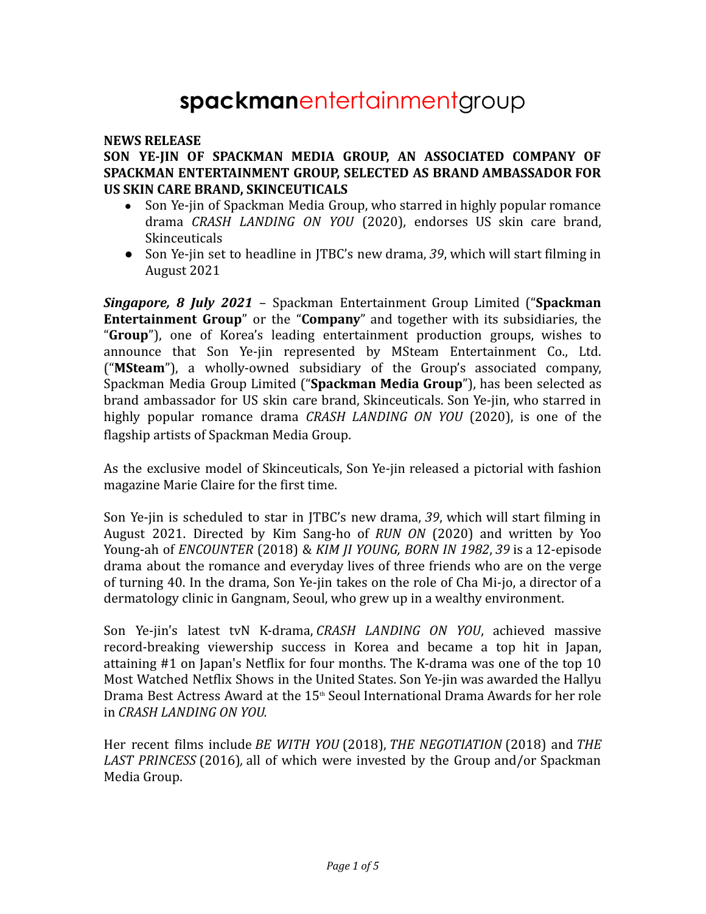# spackmanentertainmentgroup

**NEWS RELEASE**

**SON YE-JIN OF SPACKMAN MEDIA GROUP, AN ASSOCIATED COMPANY OF SPACKMAN ENTERTAINMENT GROUP, SELECTED AS BRAND AMBASSADOR FOR US SKIN CARE BRAND, SKINCEUTICALS**

- Son Ye-jin of Spackman Media Group, who starred in highly popular romance drama *CRASH LANDING ON YOU* (2020), endorses US skin care brand, Skinceuticals
- Son Ye-jin set to headline in JTBC's new drama, *39*, which will start filming in August 2021

***Singapore, 8 July 2021*** – Spackman Entertainment Group Limited ("**Spackman Entertainment Group**" or the "**Company**" and together with its subsidiaries, the "**Group**"), one of Korea's leading entertainment production groups, wishes to announce that Son Ye-jin represented by MSteam Entertainment Co., Ltd. ("**MSteam**"), a wholly-owned subsidiary of the Group's associated company, Spackman Media Group Limited ("**Spackman Media Group**"), has been selected as brand ambassador for US skin care brand, Skinceuticals. Son Ye-jin, who starred in highly popular romance drama *CRASH LANDING ON YOU* (2020), is one of the flagship artists of Spackman Media Group.

As the exclusive model of Skinceuticals, Son Ye-jin released a pictorial with fashion magazine Marie Claire for the first time.

Son Ye-jin is scheduled to star in JTBC's new drama, *39*, which will start filming in August 2021. Directed by Kim Sang-ho of *RUN ON* (2020) and written by Yoo Young-ah of *ENCOUNTER* (2018) & *KIM JI YOUNG, BORN IN 1982*, *39* is a 12-episode drama about the romance and everyday lives of three friends who are on the verge of turning 40. In the drama, Son Ye-jin takes on the role of Cha Mi-jo, a director of a dermatology clinic in Gangnam, Seoul, who grew up in a wealthy environment.

Son Ye-jin's latest tvN K-drama, *CRASH LANDING ON YOU*, achieved massive record-breaking viewership success in Korea and became a top hit in Japan, attaining #1 on Japan's Netflix for four months. The K-drama was one of the top 10 Most Watched Netflix Shows in the United States. Son Ye-jin was awarded the Hallyu Drama Best Actress Award at the 15th Seoul International Drama Awards for her role in *CRASH LANDING ON YOU.*

Her recent films include *BE WITH YOU* (2018), *THE NEGOTIATION* (2018) and *THE LAST PRINCESS* (2016), all of which were invested by the Group and/or Spackman Media Group.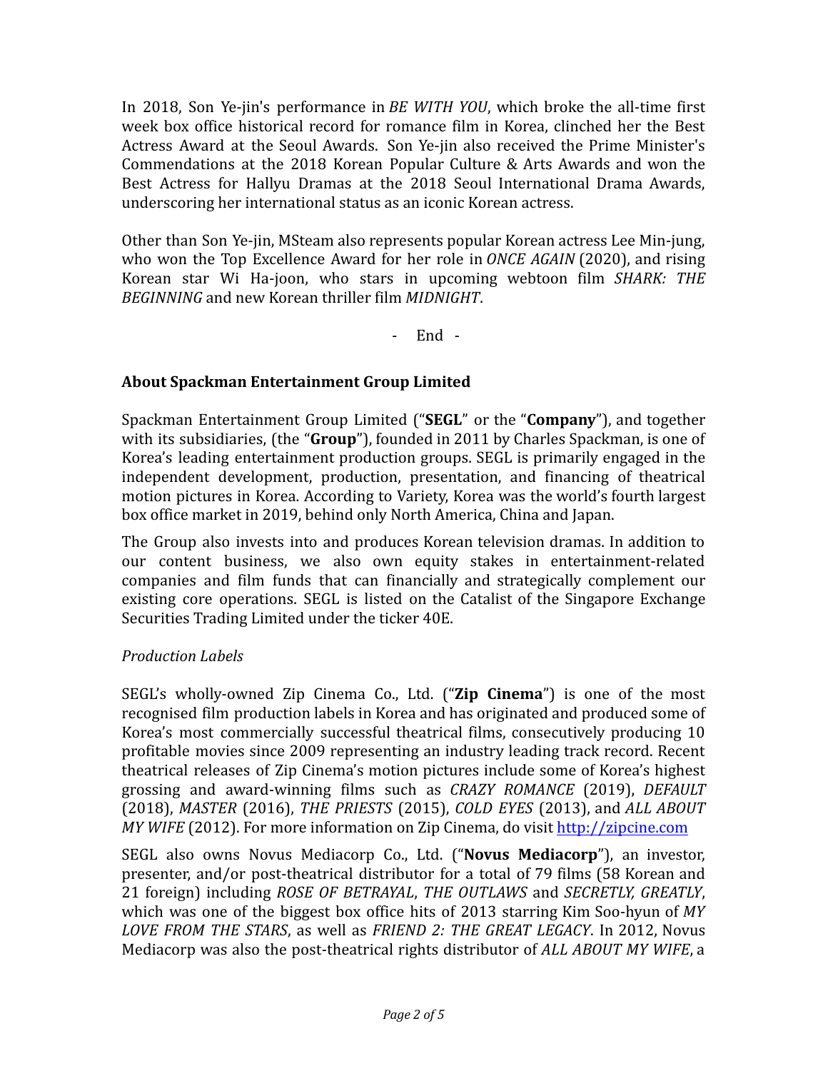In 2018, Son Ye-jin's performance in *BE WITH YOU*, which broke the all-time first week box office historical record for romance film in Korea, clinched her the Best Actress Award at the Seoul Awards. Son Ye-jin also received the Prime Minister's Commendations at the 2018 Korean Popular Culture & Arts Awards and won the Best Actress for Hallyu Dramas at the 2018 Seoul International Drama Awards, underscoring her international status as an iconic Korean actress.

Other than Son Ye-jin, MSteam also represents popular Korean actress Lee Min-jung, who won the Top Excellence Award for her role in *ONCE AGAIN* (2020), and rising Korean star Wi Ha-joon, who stars in upcoming webtoon film *SHARK: THE BEGINNING* and new Korean thriller film *MIDNIGHT*.

\- End -

**About Spackman Entertainment Group Limited**

Spackman Entertainment Group Limited ("**SEGL**" or the "**Company**"), and together with its subsidiaries, (the "**Group**"), founded in 2011 by Charles Spackman, is one of Korea's leading entertainment production groups. SEGL is primarily engaged in the independent development, production, presentation, and financing of theatrical motion pictures in Korea. According to Variety, Korea was the world's fourth largest box office market in 2019, behind only North America, China and Japan.

The Group also invests into and produces Korean television dramas. In addition to our content business, we also own equity stakes in entertainment-related companies and film funds that can financially and strategically complement our existing core operations. SEGL is listed on the Catalist of the Singapore Exchange Securities Trading Limited under the ticker 40E.

*Production Labels*

SEGL's wholly-owned Zip Cinema Co., Ltd. ("**Zip Cinema**") is one of the most recognised film production labels in Korea and has originated and produced some of Korea's most commercially successful theatrical films, consecutively producing 10 profitable movies since 2009 representing an industry leading track record. Recent theatrical releases of Zip Cinema's motion pictures include some of Korea's highest grossing and award-winning films such as *CRAZY ROMANCE* (2019), *DEFAULT* (2018), *MASTER* (2016), *THE PRIESTS* (2015), *COLD EYES* (2013), and *ALL ABOUT MY WIFE* (2012). For more information on Zip Cinema, do visit http://zipcine.com

SEGL also owns Novus Mediacorp Co., Ltd. ("**Novus Mediacorp**"), an investor, presenter, and/or post-theatrical distributor for a total of 79 films (58 Korean and 21 foreign) including *ROSE OF BETRAYAL*, *THE OUTLAWS* and *SECRETLY, GREATLY*, which was one of the biggest box office hits of 2013 starring Kim Soo-hyun of *MY LOVE FROM THE STARS*, as well as *FRIEND 2: THE GREAT LEGACY*. In 2012, Novus Mediacorp was also the post-theatrical rights distributor of *ALL ABOUT MY WIFE*, a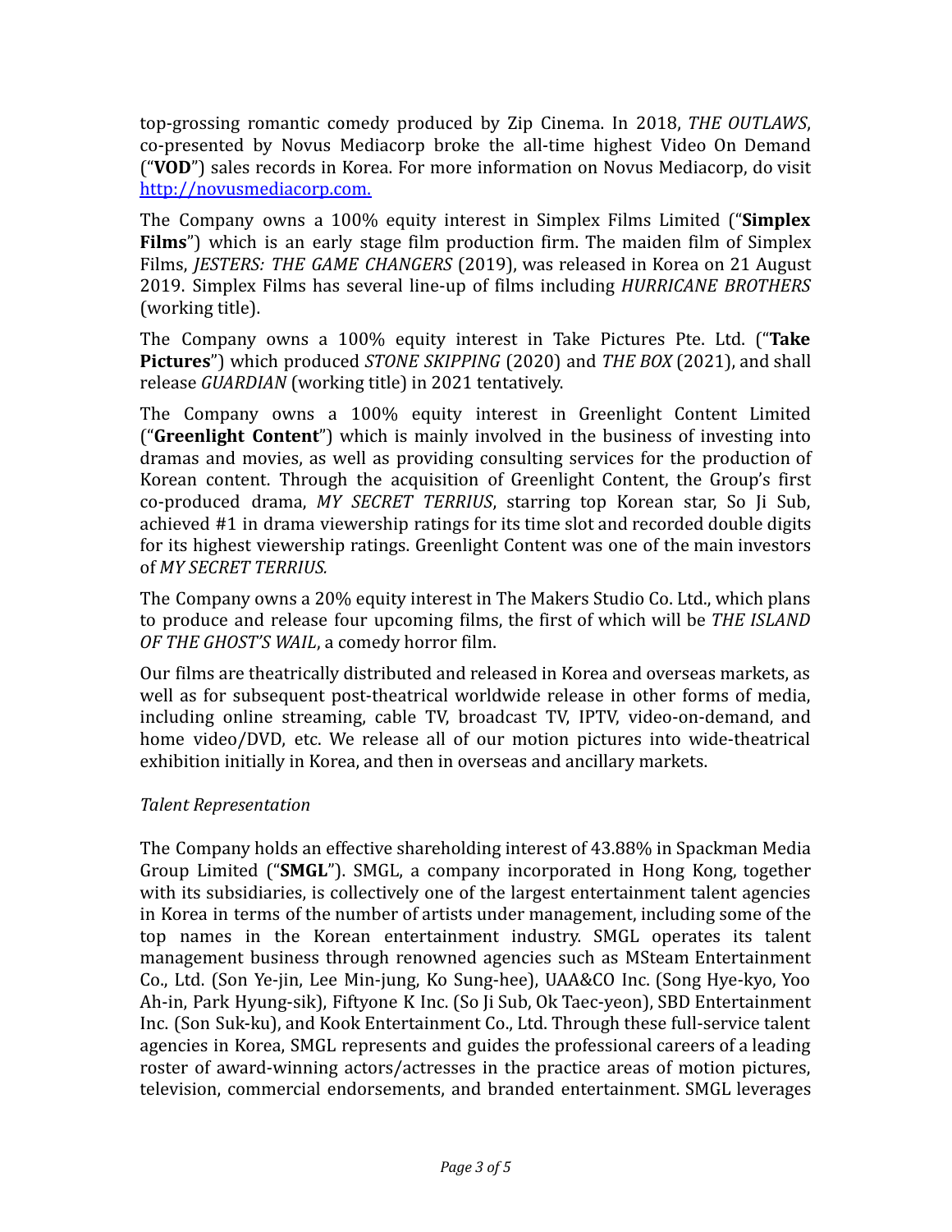top-grossing romantic comedy produced by Zip Cinema. In 2018, *THE OUTLAWS*, co-presented by Novus Mediacorp broke the all-time highest Video On Demand ("**VOD**") sales records in Korea. For more information on Novus Mediacorp, do visit [http://novusmediacorp.com.](http://novusmediacorp.com)

The Company owns a 100% equity interest in Simplex Films Limited ("**Simplex Films**") which is an early stage film production firm. The maiden film of Simplex Films, *JESTERS: THE GAME CHANGERS* (2019), was released in Korea on 21 August 2019. Simplex Films has several line-up of films including *HURRICANE BROTHERS* (working title).

The Company owns a 100% equity interest in Take Pictures Pte. Ltd. ("**Take Pictures**") which produced *STONE SKIPPING* (2020) and *THE BOX* (2021), and shall release *GUARDIAN* (working title) in 2021 tentatively.

The Company owns a 100% equity interest in Greenlight Content Limited ("**Greenlight Content**") which is mainly involved in the business of investing into dramas and movies, as well as providing consulting services for the production of Korean content. Through the acquisition of Greenlight Content, the Group's first co-produced drama, *MY SECRET TERRIUS*, starring top Korean star, So Ji Sub, achieved #1 in drama viewership ratings for its time slot and recorded double digits for its highest viewership ratings. Greenlight Content was one of the main investors of *MY SECRET TERRIUS.*

The Company owns a 20% equity interest in The Makers Studio Co. Ltd., which plans to produce and release four upcoming films, the first of which will be *THE ISLAND OF THE GHOST'S WAIL*, a comedy horror film.

Our films are theatrically distributed and released in Korea and overseas markets, as well as for subsequent post-theatrical worldwide release in other forms of media, including online streaming, cable TV, broadcast TV, IPTV, video-on-demand, and home video/DVD, etc. We release all of our motion pictures into wide-theatrical exhibition initially in Korea, and then in overseas and ancillary markets.

*Talent Representation*

The Company holds an effective shareholding interest of 43.88% in Spackman Media Group Limited ("**SMGL**"). SMGL, a company incorporated in Hong Kong, together with its subsidiaries, is collectively one of the largest entertainment talent agencies in Korea in terms of the number of artists under management, including some of the top names in the Korean entertainment industry. SMGL operates its talent management business through renowned agencies such as MSteam Entertainment Co., Ltd. (Son Ye-jin, Lee Min-jung, Ko Sung-hee), UAA&CO Inc. (Song Hye-kyo, Yoo Ah-in, Park Hyung-sik), Fiftyone K Inc. (So Ji Sub, Ok Taec-yeon), SBD Entertainment Inc. (Son Suk-ku), and Kook Entertainment Co., Ltd. Through these full-service talent agencies in Korea, SMGL represents and guides the professional careers of a leading roster of award-winning actors/actresses in the practice areas of motion pictures, television, commercial endorsements, and branded entertainment. SMGL leverages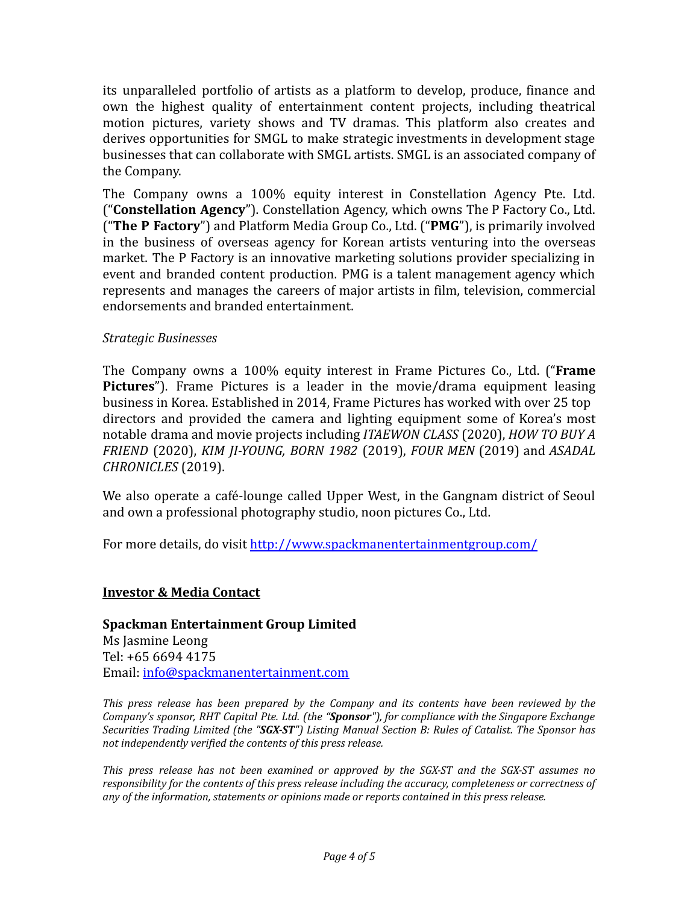its unparalleled portfolio of artists as a platform to develop, produce, finance and own the highest quality of entertainment content projects, including theatrical motion pictures, variety shows and TV dramas. This platform also creates and derives opportunities for SMGL to make strategic investments in development stage businesses that can collaborate with SMGL artists. SMGL is an associated company of the Company.

The Company owns a 100% equity interest in Constellation Agency Pte. Ltd. ("**Constellation Agency**"). Constellation Agency, which owns The P Factory Co., Ltd. ("**The P Factory**") and Platform Media Group Co., Ltd. ("**PMG**"), is primarily involved in the business of overseas agency for Korean artists venturing into the overseas market. The P Factory is an innovative marketing solutions provider specializing in event and branded content production. PMG is a talent management agency which represents and manages the careers of major artists in film, television, commercial endorsements and branded entertainment.

*Strategic Businesses*

The Company owns a 100% equity interest in Frame Pictures Co., Ltd. ("**Frame Pictures**"). Frame Pictures is a leader in the movie/drama equipment leasing business in Korea. Established in 2014, Frame Pictures has worked with over 25 top directors and provided the camera and lighting equipment some of Korea's most notable drama and movie projects including *ITAEWON CLASS* (2020), *HOW TO BUY A FRIEND* (2020), *KIM JI-YOUNG, BORN 1982* (2019), *FOUR MEN* (2019) and *ASADAL CHRONICLES* (2019).

We also operate a café-lounge called Upper West, in the Gangnam district of Seoul and own a professional photography studio, noon pictures Co., Ltd.

For more details, do visit http://www.spackmanentertainmentgroup.com/

**Investor & Media Contact**

**Spackman Entertainment Group Limited**
Ms Jasmine Leong
Tel: +65 6694 4175
Email: info@spackmanentertainment.com

*This press release has been prepared by the Company and its contents have been reviewed by the Company's sponsor, RHT Capital Pte. Ltd. (the "**Sponsor**"), for compliance with the Singapore Exchange Securities Trading Limited (the "**SGX-ST**") Listing Manual Section B: Rules of Catalist. The Sponsor has not independently verified the contents of this press release.*

*This press release has not been examined or approved by the SGX-ST and the SGX-ST assumes no responsibility for the contents of this press release including the accuracy, completeness or correctness of any of the information, statements or opinions made or reports contained in this press release.*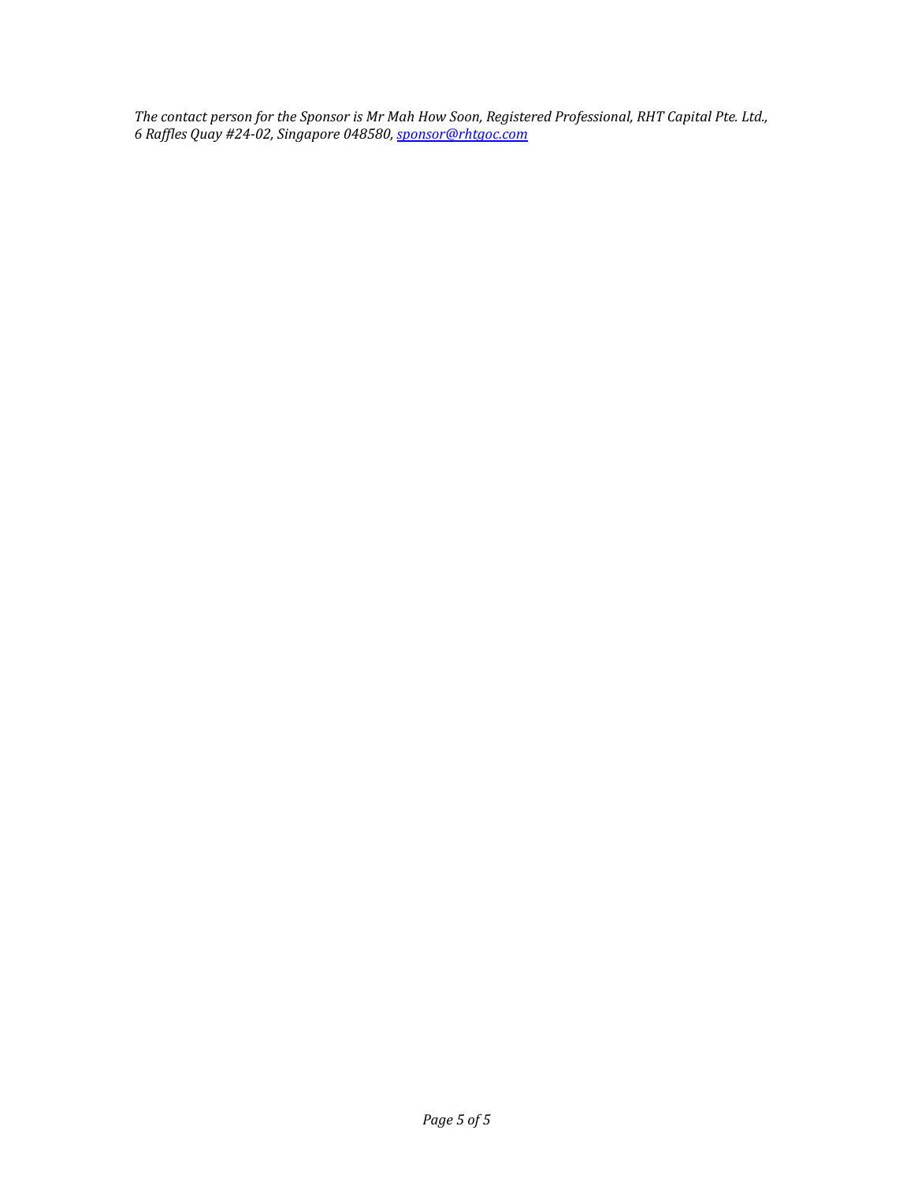*The contact person for the Sponsor is Mr Mah How Soon, Registered Professional, RHT Capital Pte. Ltd., 6 Raffles Quay #24-02, Singapore 048580, sponsor@rhtgoc.com*